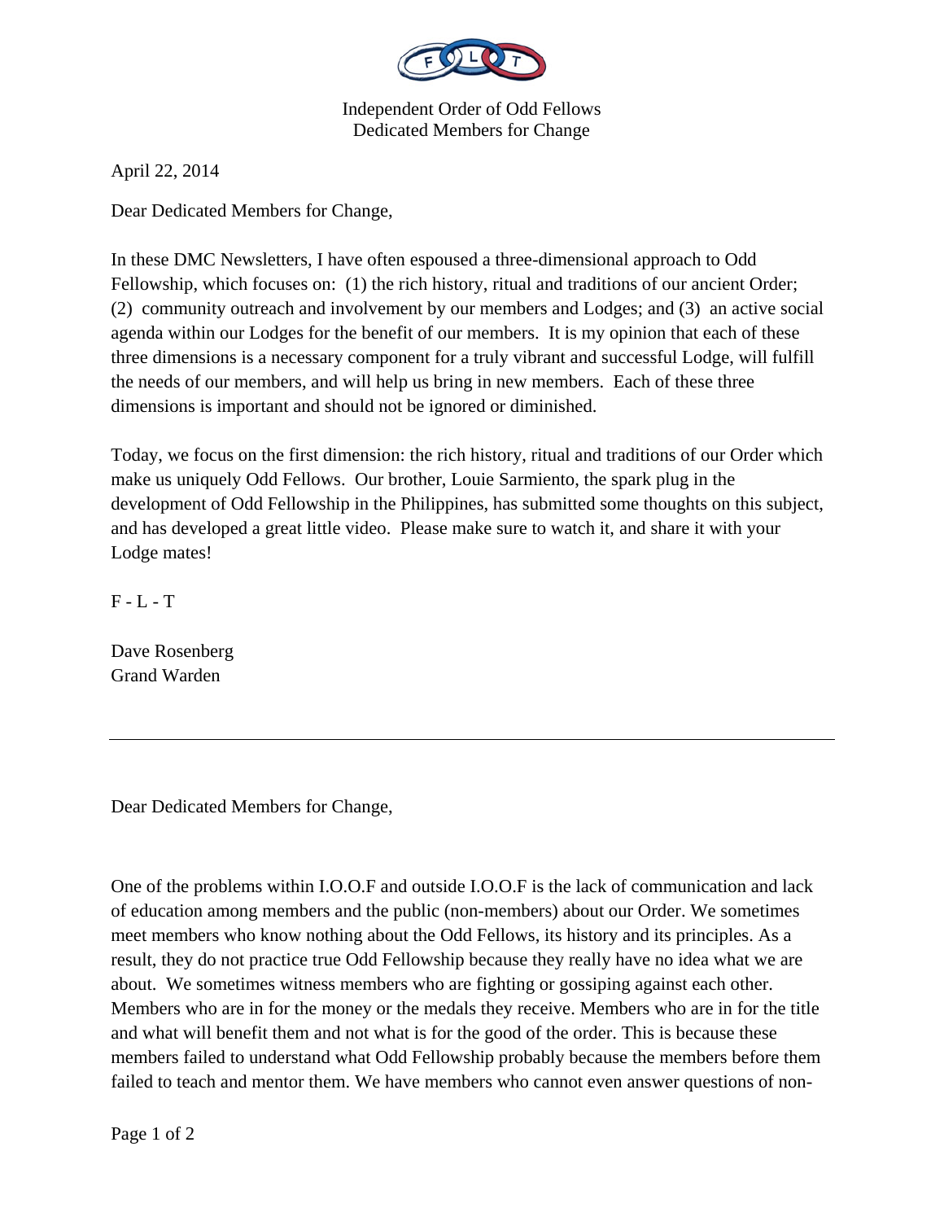Independent Order of Odd Fellows
Dedicated Members for Change

April 22, 2014

Dear Dedicated Members for Change,

In these DMC Newsletters, I have often espoused a three-dimensional approach to Odd Fellowship, which focuses on: (1) the rich history, ritual and traditions of our ancient Order; (2) community outreach and involvement by our members and Lodges; and (3) an active social agenda within our Lodges for the benefit of our members. It is my opinion that each of these three dimensions is a necessary component for a truly vibrant and successful Lodge, will fulfill the needs of our members, and will help us bring in new members. Each of these three dimensions is important and should not be ignored or diminished.

Today, we focus on the first dimension: the rich history, ritual and traditions of our Order which make us uniquely Odd Fellows. Our brother, Louie Sarmiento, the spark plug in the development of Odd Fellowship in the Philippines, has submitted some thoughts on this subject, and has developed a great little video. Please make sure to watch it, and share it with your Lodge mates!

F - L - T

Dave Rosenberg
Grand Warden

---

Dear Dedicated Members for Change,

One of the problems within I.O.O.F and outside I.O.O.F is the lack of communication and lack of education among members and the public (non-members) about our Order. We sometimes meet members who know nothing about the Odd Fellows, its history and its principles. As a result, they do not practice true Odd Fellowship because they really have no idea what we are about. We sometimes witness members who are fighting or gossiping against each other. Members who are in for the money or the medals they receive. Members who are in for the title and what will benefit them and not what is for the good of the order. This is because these members failed to understand what Odd Fellowship probably because the members before them failed to teach and mentor them. We have members who cannot even answer questions of non-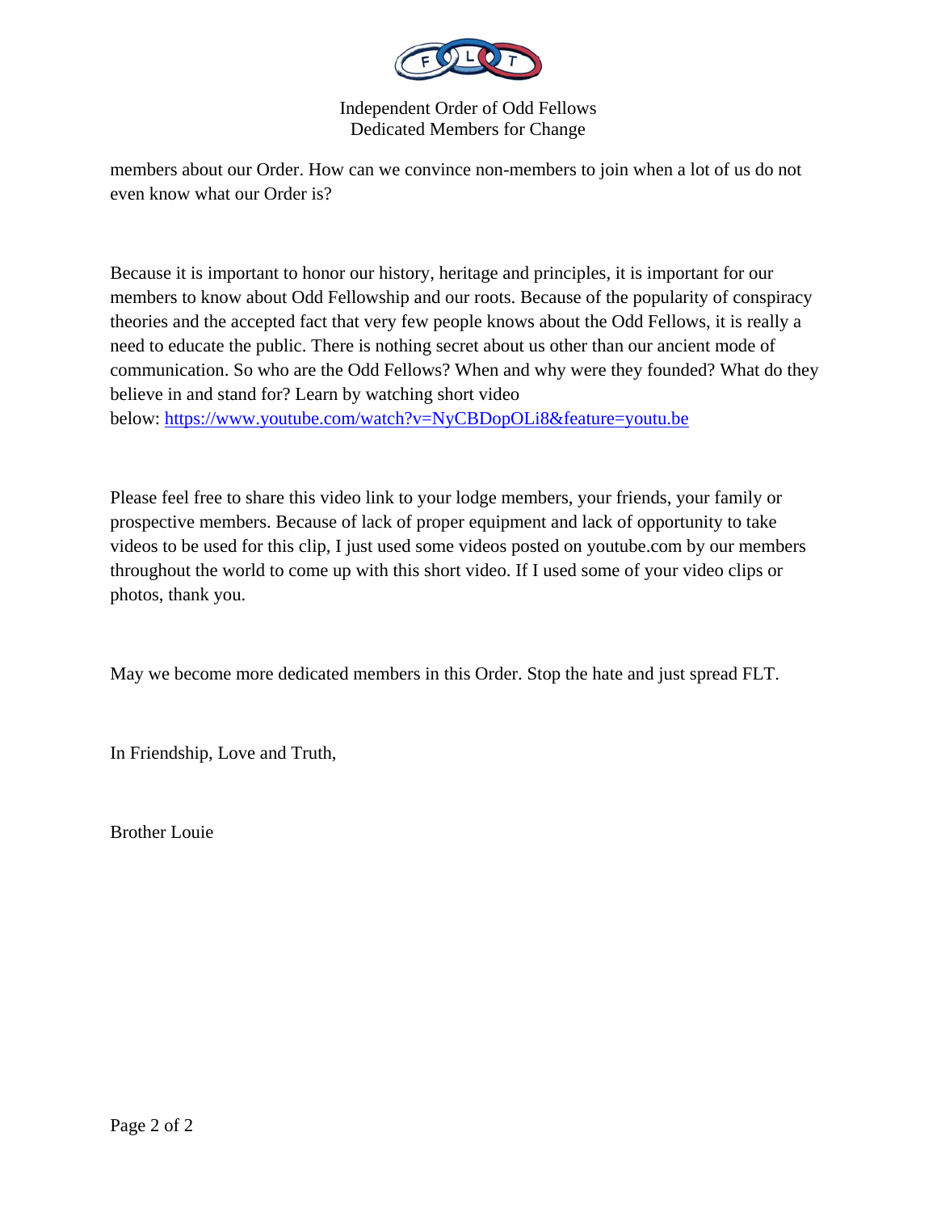members about our Order. How can we convince non-members to join when a lot of us do not even know what our Order is?

Because it is important to honor our history, heritage and principles, it is important for our members to know about Odd Fellowship and our roots. Because of the popularity of conspiracy theories and the accepted fact that very few people knows about the Odd Fellows, it is really a need to educate the public. There is nothing secret about us other than our ancient mode of communication. So who are the Odd Fellows? When and why were they founded? What do they believe in and stand for? Learn by watching short video below: [https://www.youtube.com/watch?v=NyCBDopOLi8&feature=youtu.be](https://www.youtube.com/watch?v=NyCBDopOLi8&feature=youtu.be)

Please feel free to share this video link to your lodge members, your friends, your family or prospective members. Because of lack of proper equipment and lack of opportunity to take videos to be used for this clip, I just used some videos posted on youtube.com by our members throughout the world to come up with this short video. If I used some of your video clips or photos, thank you.

May we become more dedicated members in this Order. Stop the hate and just spread FLT.

In Friendship, Love and Truth,

Brother Louie